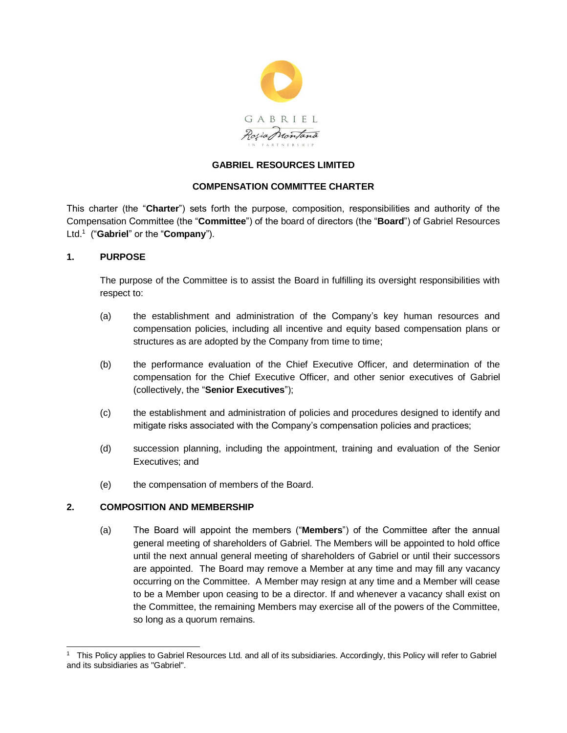**GABRIEL RESOURCES LIMITED**

**COMPENSATION COMMITTEE CHARTER**

This charter (the "**Charter**") sets forth the purpose, composition, responsibilities and authority of the Compensation Committee (the "**Committee**") of the board of directors (the "**Board**") of Gabriel Resources Ltd.[1] ("**Gabriel**" or the "**Company**").

## 1. PURPOSE

The purpose of the Committee is to assist the Board in fulfilling its oversight responsibilities with respect to:

(a) the establishment and administration of the Company's key human resources and compensation policies, including all incentive and equity based compensation plans or structures as are adopted by the Company from time to time;

(b) the performance evaluation of the Chief Executive Officer, and determination of the compensation for the Chief Executive Officer, and other senior executives of Gabriel (collectively, the "**Senior Executives**");

(c) the establishment and administration of policies and procedures designed to identify and mitigate risks associated with the Company's compensation policies and practices;

(d) succession planning, including the appointment, training and evaluation of the Senior Executives; and

(e) the compensation of members of the Board.

## 2. COMPOSITION AND MEMBERSHIP

(a) The Board will appoint the members ("**Members**") of the Committee after the annual general meeting of shareholders of Gabriel. The Members will be appointed to hold office until the next annual general meeting of shareholders of Gabriel or until their successors are appointed. The Board may remove a Member at any time and may fill any vacancy occurring on the Committee. A Member may resign at any time and a Member will cease to be a Member upon ceasing to be a director. If and whenever a vacancy shall exist on the Committee, the remaining Members may exercise all of the powers of the Committee, so long as a quorum remains.

[1] This Policy applies to Gabriel Resources Ltd. and all of its subsidiaries. Accordingly, this Policy will refer to Gabriel and its subsidiaries as "Gabriel".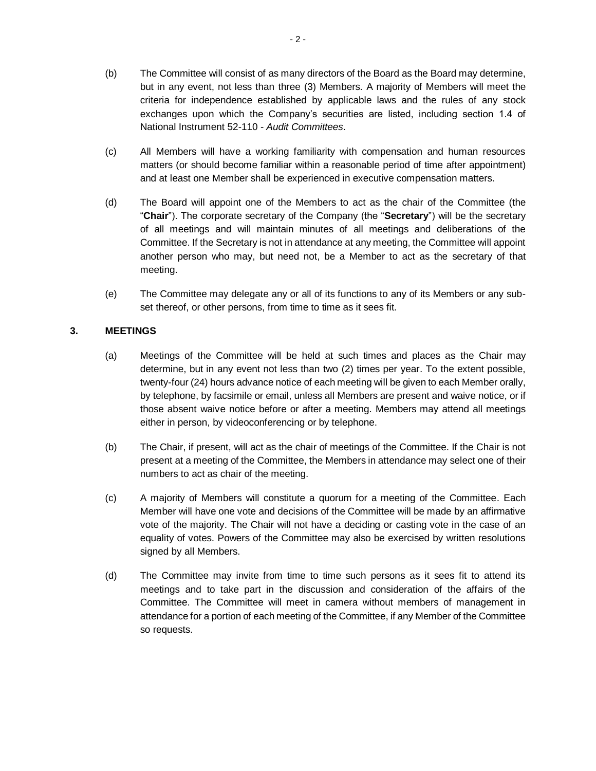(b) The Committee will consist of as many directors of the Board as the Board may determine, but in any event, not less than three (3) Members. A majority of Members will meet the criteria for independence established by applicable laws and the rules of any stock exchanges upon which the Company's securities are listed, including section 1.4 of National Instrument 52-110 - *Audit Committees*.

(c) All Members will have a working familiarity with compensation and human resources matters (or should become familiar within a reasonable period of time after appointment) and at least one Member shall be experienced in executive compensation matters.

(d) The Board will appoint one of the Members to act as the chair of the Committee (the "**Chair**"). The corporate secretary of the Company (the "**Secretary**") will be the secretary of all meetings and will maintain minutes of all meetings and deliberations of the Committee. If the Secretary is not in attendance at any meeting, the Committee will appoint another person who may, but need not, be a Member to act as the secretary of that meeting.

(e) The Committee may delegate any or all of its functions to any of its Members or any sub-set thereof, or other persons, from time to time as it sees fit.

## 3. MEETINGS

(a) Meetings of the Committee will be held at such times and places as the Chair may determine, but in any event not less than two (2) times per year. To the extent possible, twenty-four (24) hours advance notice of each meeting will be given to each Member orally, by telephone, by facsimile or email, unless all Members are present and waive notice, or if those absent waive notice before or after a meeting. Members may attend all meetings either in person, by videoconferencing or by telephone.

(b) The Chair, if present, will act as the chair of meetings of the Committee. If the Chair is not present at a meeting of the Committee, the Members in attendance may select one of their numbers to act as chair of the meeting.

(c) A majority of Members will constitute a quorum for a meeting of the Committee. Each Member will have one vote and decisions of the Committee will be made by an affirmative vote of the majority. The Chair will not have a deciding or casting vote in the case of an equality of votes. Powers of the Committee may also be exercised by written resolutions signed by all Members.

(d) The Committee may invite from time to time such persons as it sees fit to attend its meetings and to take part in the discussion and consideration of the affairs of the Committee. The Committee will meet in camera without members of management in attendance for a portion of each meeting of the Committee, if any Member of the Committee so requests.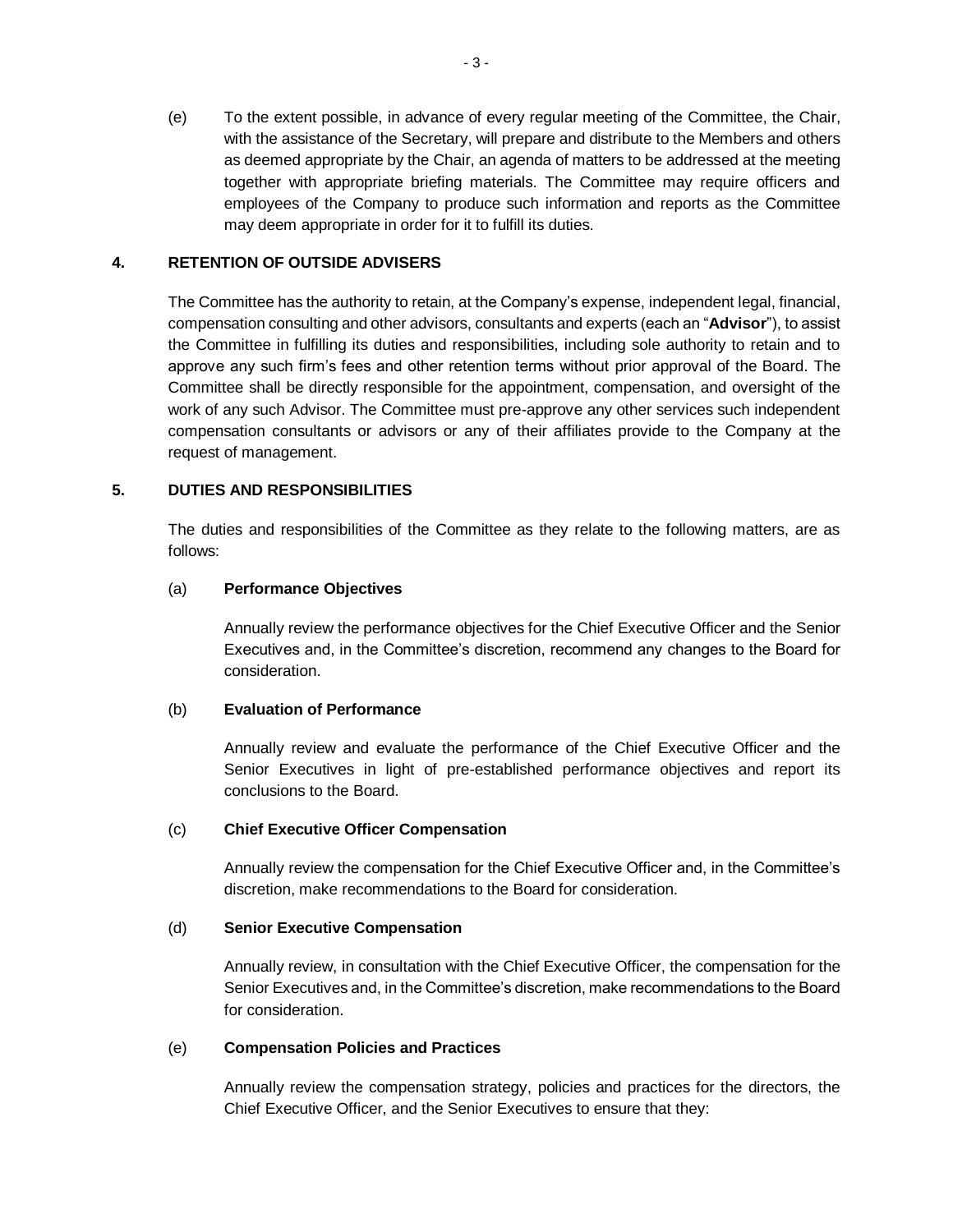(e) To the extent possible, in advance of every regular meeting of the Committee, the Chair, with the assistance of the Secretary, will prepare and distribute to the Members and others as deemed appropriate by the Chair, an agenda of matters to be addressed at the meeting together with appropriate briefing materials. The Committee may require officers and employees of the Company to produce such information and reports as the Committee may deem appropriate in order for it to fulfill its duties.

## 4. RETENTION OF OUTSIDE ADVISERS

The Committee has the authority to retain, at the Company's expense, independent legal, financial, compensation consulting and other advisors, consultants and experts (each an "**Advisor**"), to assist the Committee in fulfilling its duties and responsibilities, including sole authority to retain and to approve any such firm's fees and other retention terms without prior approval of the Board. The Committee shall be directly responsible for the appointment, compensation, and oversight of the work of any such Advisor. The Committee must pre-approve any other services such independent compensation consultants or advisors or any of their affiliates provide to the Company at the request of management.

## 5. DUTIES AND RESPONSIBILITIES

The duties and responsibilities of the Committee as they relate to the following matters, are as follows:

(a) **Performance Objectives**

Annually review the performance objectives for the Chief Executive Officer and the Senior Executives and, in the Committee's discretion, recommend any changes to the Board for consideration.

(b) **Evaluation of Performance**

Annually review and evaluate the performance of the Chief Executive Officer and the Senior Executives in light of pre-established performance objectives and report its conclusions to the Board.

(c) **Chief Executive Officer Compensation**

Annually review the compensation for the Chief Executive Officer and, in the Committee's discretion, make recommendations to the Board for consideration.

(d) **Senior Executive Compensation**

Annually review, in consultation with the Chief Executive Officer, the compensation for the Senior Executives and, in the Committee's discretion, make recommendations to the Board for consideration.

(e) **Compensation Policies and Practices**

Annually review the compensation strategy, policies and practices for the directors, the Chief Executive Officer, and the Senior Executives to ensure that they: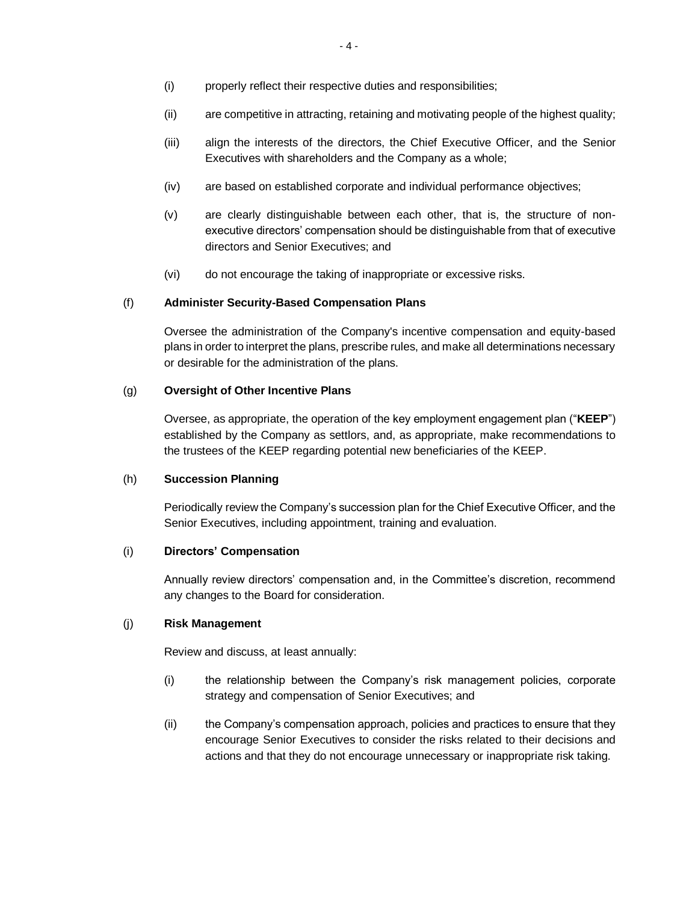(i) properly reflect their respective duties and responsibilities;

(ii) are competitive in attracting, retaining and motivating people of the highest quality;

(iii) align the interests of the directors, the Chief Executive Officer, and the Senior Executives with shareholders and the Company as a whole;

(iv) are based on established corporate and individual performance objectives;

(v) are clearly distinguishable between each other, that is, the structure of non-executive directors' compensation should be distinguishable from that of executive directors and Senior Executives; and

(vi) do not encourage the taking of inappropriate or excessive risks.

(f) **Administer Security-Based Compensation Plans**

Oversee the administration of the Company's incentive compensation and equity-based plans in order to interpret the plans, prescribe rules, and make all determinations necessary or desirable for the administration of the plans.

(g) **Oversight of Other Incentive Plans**

Oversee, as appropriate, the operation of the key employment engagement plan ("**KEEP**") established by the Company as settlors, and, as appropriate, make recommendations to the trustees of the KEEP regarding potential new beneficiaries of the KEEP.

(h) **Succession Planning**

Periodically review the Company's succession plan for the Chief Executive Officer, and the Senior Executives, including appointment, training and evaluation.

(i) **Directors' Compensation**

Annually review directors' compensation and, in the Committee's discretion, recommend any changes to the Board for consideration.

(j) **Risk Management**

Review and discuss, at least annually:

(i) the relationship between the Company's risk management policies, corporate strategy and compensation of Senior Executives; and

(ii) the Company's compensation approach, policies and practices to ensure that they encourage Senior Executives to consider the risks related to their decisions and actions and that they do not encourage unnecessary or inappropriate risk taking.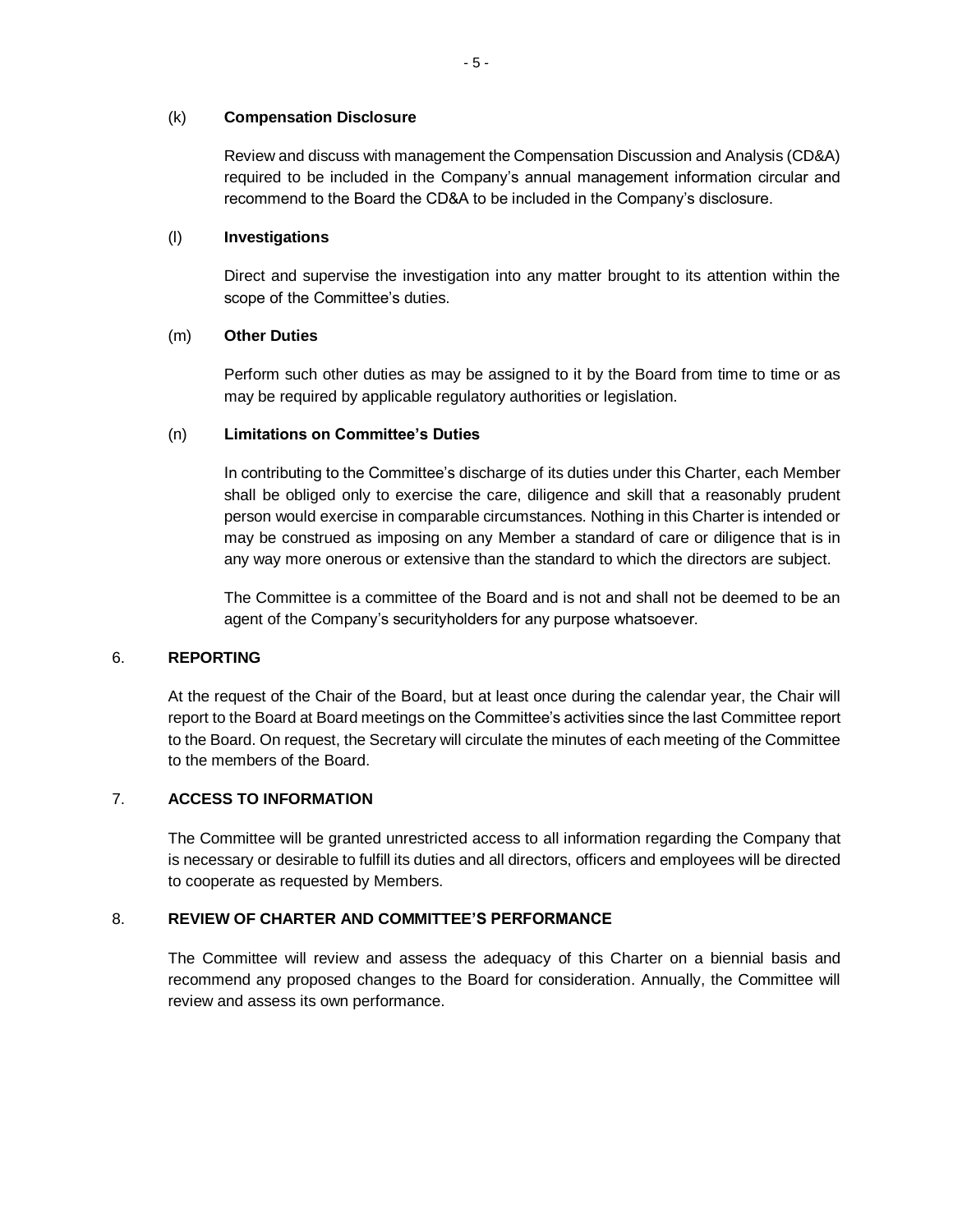(k) **Compensation Disclosure**

Review and discuss with management the Compensation Discussion and Analysis (CD&A) required to be included in the Company's annual management information circular and recommend to the Board the CD&A to be included in the Company's disclosure.

(l) **Investigations**

Direct and supervise the investigation into any matter brought to its attention within the scope of the Committee's duties.

(m) **Other Duties**

Perform such other duties as may be assigned to it by the Board from time to time or as may be required by applicable regulatory authorities or legislation.

(n) **Limitations on Committee's Duties**

In contributing to the Committee's discharge of its duties under this Charter, each Member shall be obliged only to exercise the care, diligence and skill that a reasonably prudent person would exercise in comparable circumstances. Nothing in this Charter is intended or may be construed as imposing on any Member a standard of care or diligence that is in any way more onerous or extensive than the standard to which the directors are subject.

The Committee is a committee of the Board and is not and shall not be deemed to be an agent of the Company's securityholders for any purpose whatsoever.

## 6. REPORTING

At the request of the Chair of the Board, but at least once during the calendar year, the Chair will report to the Board at Board meetings on the Committee's activities since the last Committee report to the Board. On request, the Secretary will circulate the minutes of each meeting of the Committee to the members of the Board.

## 7. ACCESS TO INFORMATION

The Committee will be granted unrestricted access to all information regarding the Company that is necessary or desirable to fulfill its duties and all directors, officers and employees will be directed to cooperate as requested by Members.

## 8. REVIEW OF CHARTER AND COMMITTEE'S PERFORMANCE

The Committee will review and assess the adequacy of this Charter on a biennial basis and recommend any proposed changes to the Board for consideration. Annually, the Committee will review and assess its own performance.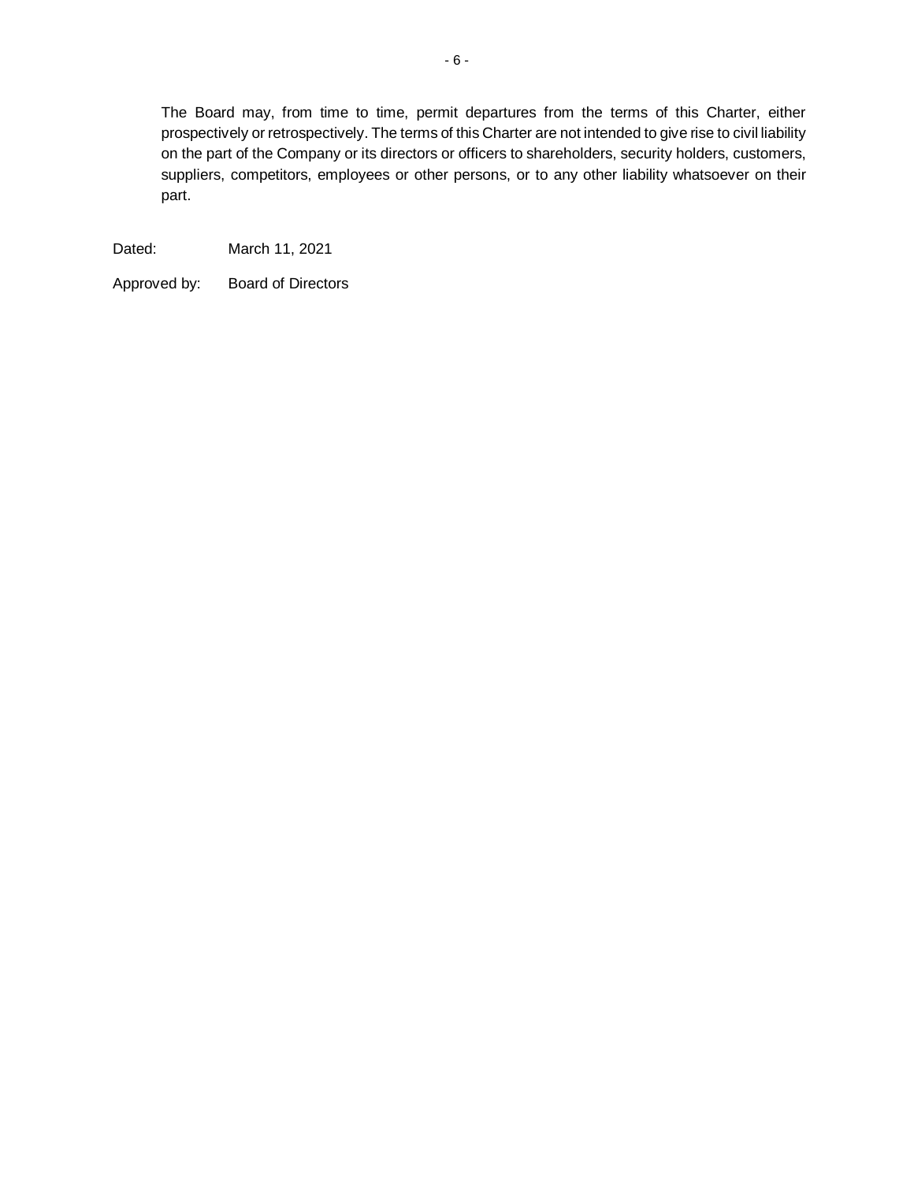The Board may, from time to time, permit departures from the terms of this Charter, either prospectively or retrospectively. The terms of this Charter are not intended to give rise to civil liability on the part of the Company or its directors or officers to shareholders, security holders, customers, suppliers, competitors, employees or other persons, or to any other liability whatsoever on their part.

Dated: March 11, 2021

Approved by: Board of Directors